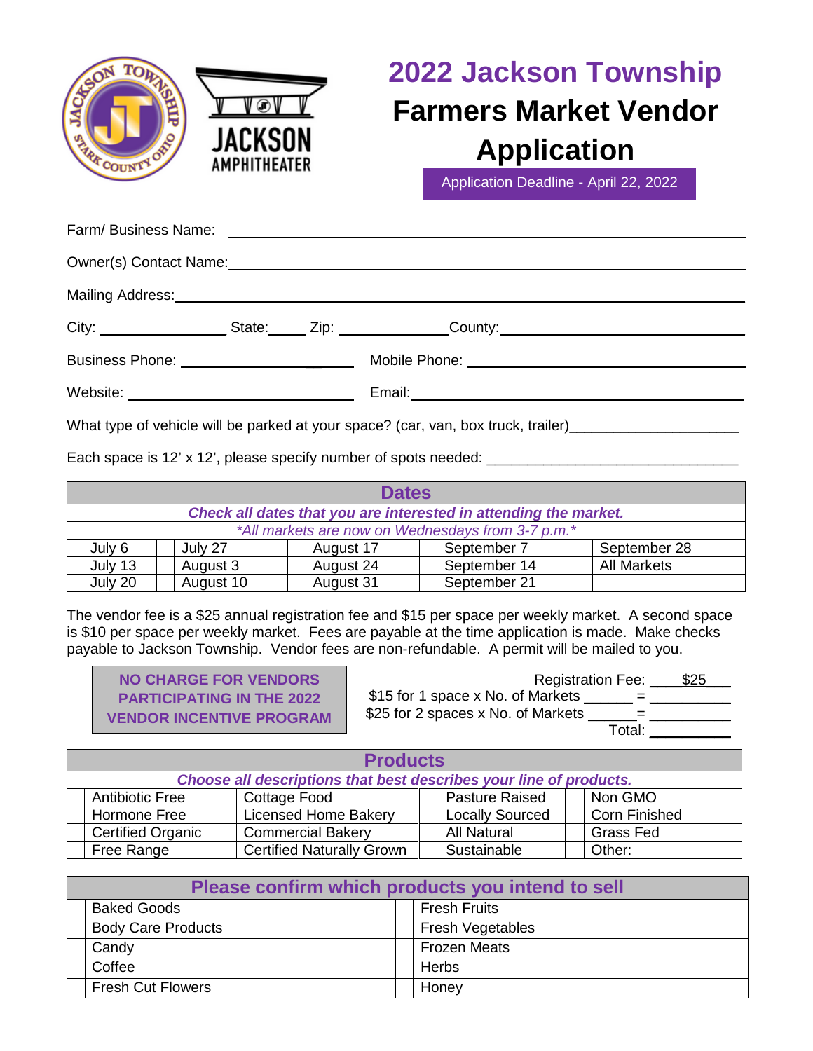# 2022 Jackson Township

# Farmers Market Vendor Application

Application Deadline - April 22, 2022

Farm/ Business Name: ______________________________

Owner(s) Contact Name: ______________________________

Mailing Address: ______________________________

City: ______________ State: _____ Zip: ______________ County: ______________________

Business Phone: ______________________ Mobile Phone: ______________________

Website: ______________________ Email: ______________________

What type of vehicle will be parked at your space? (car, van, box truck, trailer) ____________________

Each space is 12' x 12', please specify number of spots needed: ______________________________

| Dates | | | | | | | | | |
|---|---|---|---|---|---|---|---|---|---|
| ***Check all dates that you are interested in attending the market.*** | | | | | | | | | |
| *\*All markets are now on Wednesdays from 3-7 p.m.\** | | | | | | | | | |
| | July 6 | | July 27 | | August 17 | | September 7 | | September 28 |
| | July 13 | | August 3 | | August 24 | | September 14 | | All Markets |
| | July 20 | | August 10 | | August 31 | | September 21 | | |

The vendor fee is a $25 annual registration fee and $15 per space per weekly market. A second space is $10 per space per weekly market. Fees are payable at the time application is made. Make checks payable to Jackson Township. Vendor fees are non-refundable. A permit will be mailed to you.

**NO CHARGE FOR VENDORS PARTICIPATING IN THE 2022 VENDOR INCENTIVE PROGRAM**

Registration Fee: $25

$15 for 1 space x No. of Markets ______ = __________

$25 for 2 spaces x No. of Markets ______ = __________

Total: __________

| Products | | | | | | | |
|---|---|---|---|---|---|---|---|
| ***Choose all descriptions that best describes your line of products.*** | | | | | | | |
| | Antibiotic Free | | Cottage Food | | Pasture Raised | | Non GMO |
| | Hormone Free | | Licensed Home Bakery | | Locally Sourced | | Corn Finished |
| | Certified Organic | | Commercial Bakery | | All Natural | | Grass Fed |
| | Free Range | | Certified Naturally Grown | | Sustainable | | Other: |

| Please confirm which products you intend to sell | | | |
|---|---|---|---|
| | Baked Goods | | Fresh Fruits |
| | Body Care Products | | Fresh Vegetables |
| | Candy | | Frozen Meats |
| | Coffee | | Herbs |
| | Fresh Cut Flowers | | Honey |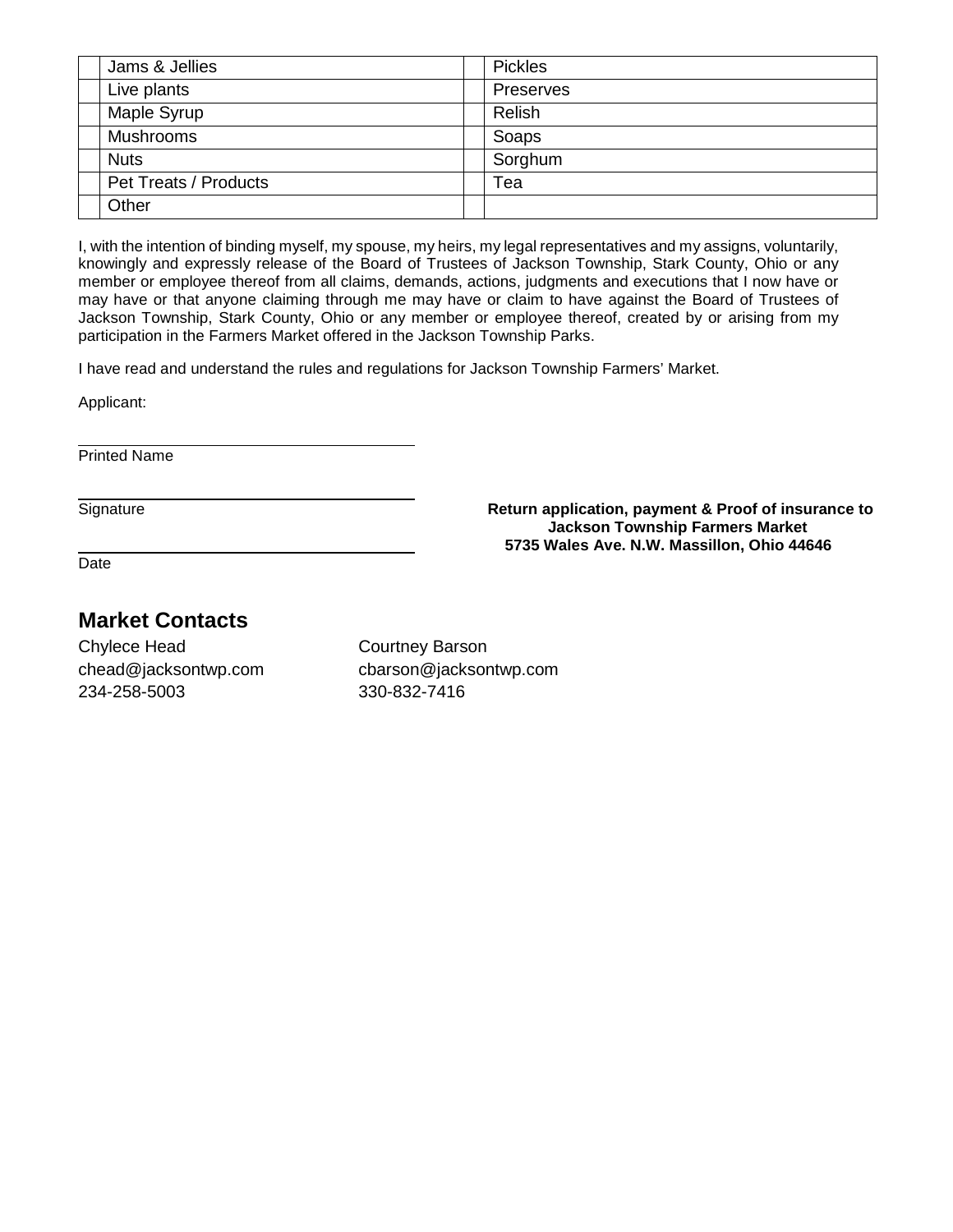| | | | |
|---|---|---|---|
| | Jams & Jellies | | Pickles |
| | Live plants | | Preserves |
| | Maple Syrup | | Relish |
| | Mushrooms | | Soaps |
| | Nuts | | Sorghum |
| | Pet Treats / Products | | Tea |
| | Other | | |

I, with the intention of binding myself, my spouse, my heirs, my legal representatives and my assigns, voluntarily, knowingly and expressly release of the Board of Trustees of Jackson Township, Stark County, Ohio or any member or employee thereof from all claims, demands, actions, judgments and executions that I now have or may have or that anyone claiming through me may have or claim to have against the Board of Trustees of Jackson Township, Stark County, Ohio or any member or employee thereof, created by or arising from my participation in the Farmers Market offered in the Jackson Township Parks.

I have read and understand the rules and regulations for Jackson Township Farmers' Market.

Applicant:

______________________________
Printed Name

______________________________
Signature

______________________________
Date

**Return application, payment & Proof of insurance to**
**Jackson Township Farmers Market**
**5735 Wales Ave. N.W. Massillon, Ohio 44646**

## Market Contacts

Chylece Head
chead@jacksontwp.com
234-258-5003

Courtney Barson
cbarson@jacksontwp.com
330-832-7416